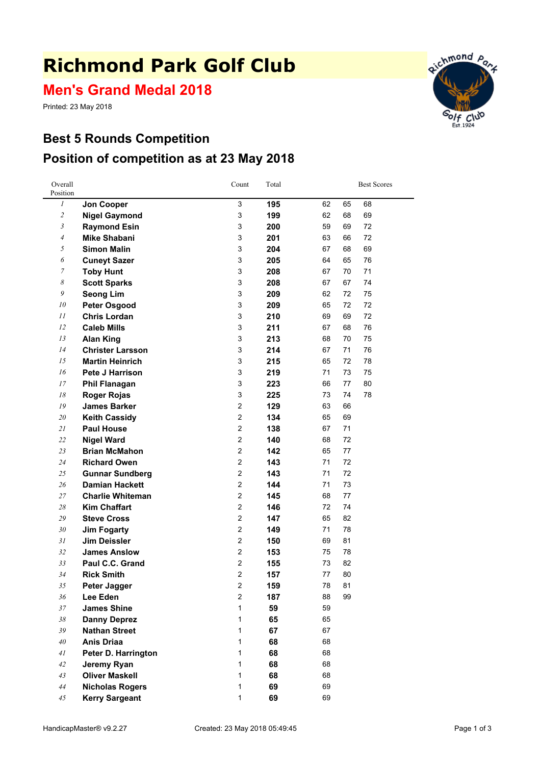# Richmond Park Golf Club

## Men's Grand Medal 2018

Printed: 23 May 2018

## Best 5 Rounds Competition

## Position of competition as at 23 May 2018

| Overall Position | | Count | Total | Best Scores | | |
|---|---|---|---|---|---|---|
| *1* | **Jon Cooper** | 3 | **195** | 62 | 65 | 68 |
| *2* | **Nigel Gaymond** | 3 | **199** | 62 | 68 | 69 |
| *3* | **Raymond Esin** | 3 | **200** | 59 | 69 | 72 |
| *4* | **Mike Shabani** | 3 | **201** | 63 | 66 | 72 |
| *5* | **Simon Malin** | 3 | **204** | 67 | 68 | 69 |
| *6* | **Cuneyt Sazer** | 3 | **205** | 64 | 65 | 76 |
| *7* | **Toby Hunt** | 3 | **208** | 67 | 70 | 71 |
| *8* | **Scott Sparks** | 3 | **208** | 67 | 67 | 74 |
| *9* | **Seong Lim** | 3 | **209** | 62 | 72 | 75 |
| *10* | **Peter Osgood** | 3 | **209** | 65 | 72 | 72 |
| *11* | **Chris Lordan** | 3 | **210** | 69 | 69 | 72 |
| *12* | **Caleb Mills** | 3 | **211** | 67 | 68 | 76 |
| *13* | **Alan King** | 3 | **213** | 68 | 70 | 75 |
| *14* | **Christer Larsson** | 3 | **214** | 67 | 71 | 76 |
| *15* | **Martin Heinrich** | 3 | **215** | 65 | 72 | 78 |
| *16* | **Pete J Harrison** | 3 | **219** | 71 | 73 | 75 |
| *17* | **Phil Flanagan** | 3 | **223** | 66 | 77 | 80 |
| *18* | **Roger Rojas** | 3 | **225** | 73 | 74 | 78 |
| *19* | **James Barker** | 2 | **129** | 63 | 66 | |
| *20* | **Keith Cassidy** | 2 | **134** | 65 | 69 | |
| *21* | **Paul House** | 2 | **138** | 67 | 71 | |
| *22* | **Nigel Ward** | 2 | **140** | 68 | 72 | |
| *23* | **Brian McMahon** | 2 | **142** | 65 | 77 | |
| *24* | **Richard Owen** | 2 | **143** | 71 | 72 | |
| *25* | **Gunnar Sundberg** | 2 | **143** | 71 | 72 | |
| *26* | **Damian Hackett** | 2 | **144** | 71 | 73 | |
| *27* | **Charlie Whiteman** | 2 | **145** | 68 | 77 | |
| *28* | **Kim Chaffart** | 2 | **146** | 72 | 74 | |
| *29* | **Steve Cross** | 2 | **147** | 65 | 82 | |
| *30* | **Jim Fogarty** | 2 | **149** | 71 | 78 | |
| *31* | **Jim Deissler** | 2 | **150** | 69 | 81 | |
| *32* | **James Anslow** | 2 | **153** | 75 | 78 | |
| *33* | **Paul C.C. Grand** | 2 | **155** | 73 | 82 | |
| *34* | **Rick Smith** | 2 | **157** | 77 | 80 | |
| *35* | **Peter Jagger** | 2 | **159** | 78 | 81 | |
| *36* | **Lee Eden** | 2 | **187** | 88 | 99 | |
| *37* | **James Shine** | 1 | **59** | 59 | | |
| *38* | **Danny Deprez** | 1 | **65** | 65 | | |
| *39* | **Nathan Street** | 1 | **67** | 67 | | |
| *40* | **Anis Driaa** | 1 | **68** | 68 | | |
| *41* | **Peter D. Harrington** | 1 | **68** | 68 | | |
| *42* | **Jeremy Ryan** | 1 | **68** | 68 | | |
| *43* | **Oliver Maskell** | 1 | **68** | 68 | | |
| *44* | **Nicholas Rogers** | 1 | **69** | 69 | | |
| *45* | **Kerry Sargeant** | 1 | **69** | 69 | | |

HandicapMaster® v9.2.27 Created: 23 May 2018 05:49:45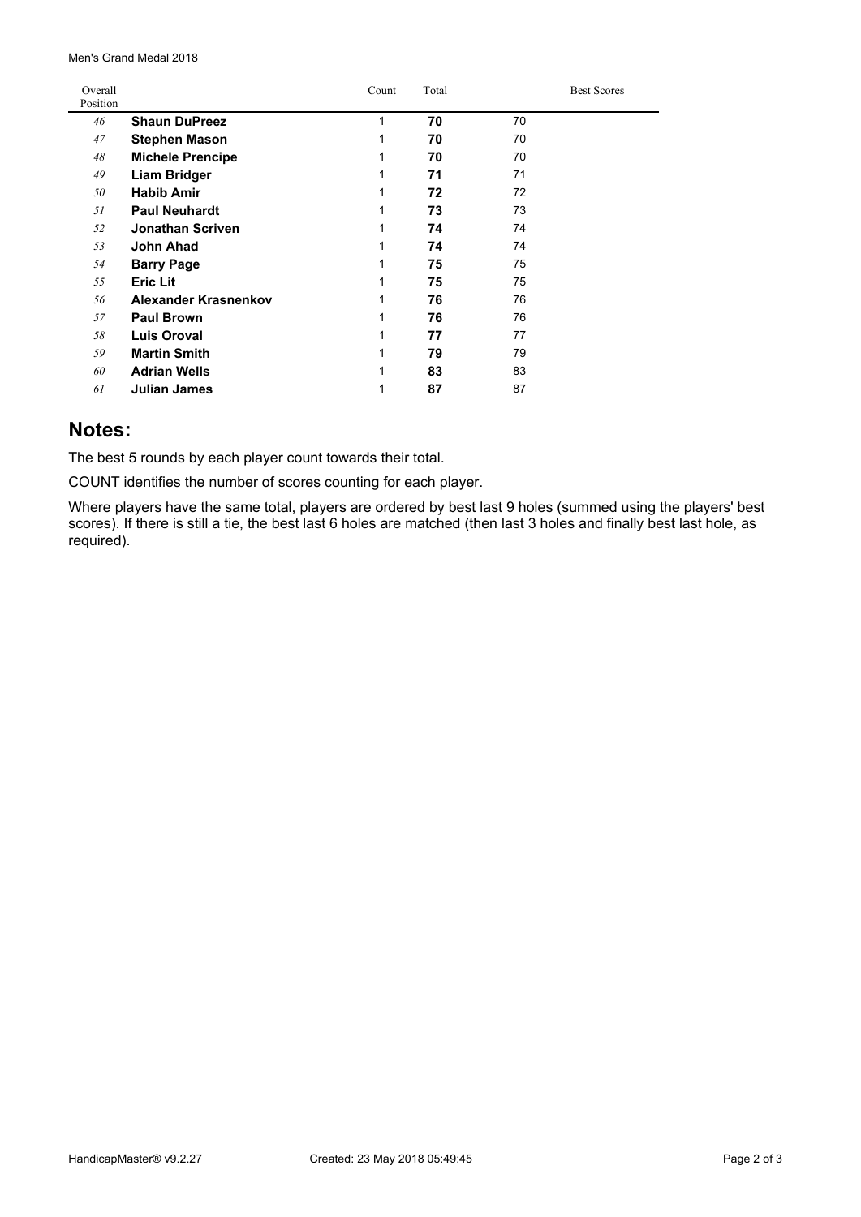Men's Grand Medal 2018

| Overall Position | | Count | Total | Best Scores |
|---|---|---|---|---|
| *46* | **Shaun DuPreez** | 1 | **70** | 70 |
| *47* | **Stephen Mason** | 1 | **70** | 70 |
| *48* | **Michele Prencipe** | 1 | **70** | 70 |
| *49* | **Liam Bridger** | 1 | **71** | 71 |
| *50* | **Habib Amir** | 1 | **72** | 72 |
| *51* | **Paul Neuhardt** | 1 | **73** | 73 |
| *52* | **Jonathan Scriven** | 1 | **74** | 74 |
| *53* | **John Ahad** | 1 | **74** | 74 |
| *54* | **Barry Page** | 1 | **75** | 75 |
| *55* | **Eric Lit** | 1 | **75** | 75 |
| *56* | **Alexander Krasnenkov** | 1 | **76** | 76 |
| *57* | **Paul Brown** | 1 | **76** | 76 |
| *58* | **Luis Oroval** | 1 | **77** | 77 |
| *59* | **Martin Smith** | 1 | **79** | 79 |
| *60* | **Adrian Wells** | 1 | **83** | 83 |
| *61* | **Julian James** | 1 | **87** | 87 |

## Notes:

The best 5 rounds by each player count towards their total.

COUNT identifies the number of scores counting for each player.

Where players have the same total, players are ordered by best last 9 holes (summed using the players' best scores). If there is still a tie, the best last 6 holes are matched (then last 3 holes and finally best last hole, as required).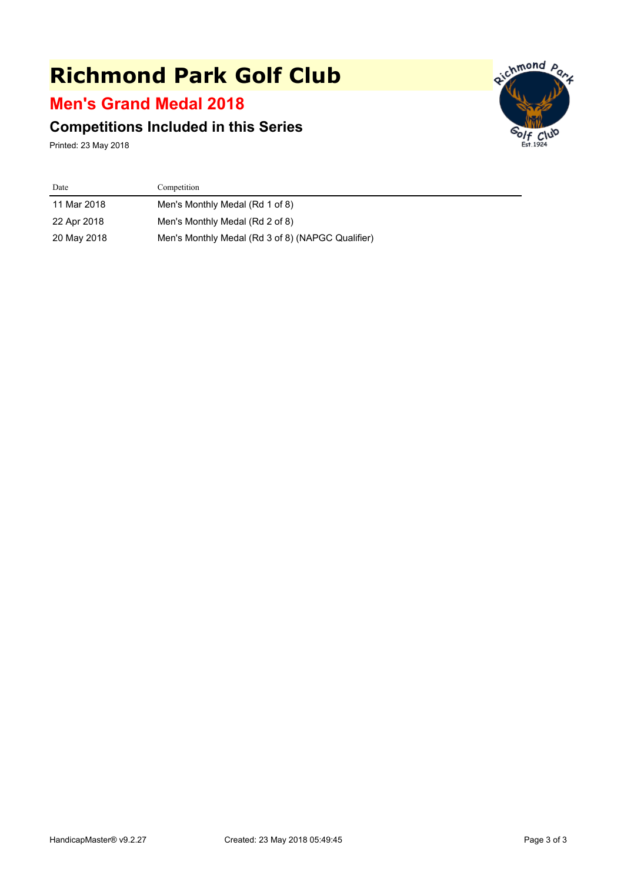# Richmond Park Golf Club

## Men's Grand Medal 2018

### Competitions Included in this Series

Printed: 23 May 2018

| Date | Competition |
|---|---|
| 11 Mar 2018 | Men's Monthly Medal (Rd 1 of 8) |
| 22 Apr 2018 | Men's Monthly Medal (Rd 2 of 8) |
| 20 May 2018 | Men's Monthly Medal (Rd 3 of 8) (NAPGC Qualifier) |

HandicapMaster® v9.2.27 Created: 23 May 2018 05:49:45